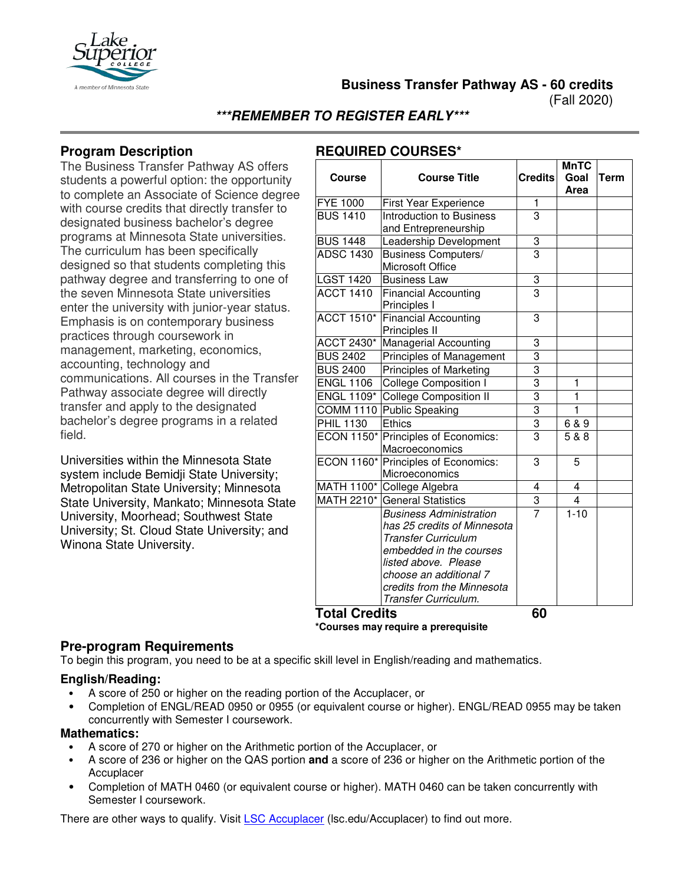# Business Transfer Pathway AS - 60 credits

(Fall 2020)

***REMEMBER TO REGISTER EARLY***

## Program Description

The Business Transfer Pathway AS offers students a powerful option: the opportunity to complete an Associate of Science degree with course credits that directly transfer to designated business bachelor's degree programs at Minnesota State universities. The curriculum has been specifically designed so that students completing this pathway degree and transferring to one of the seven Minnesota State universities enter the university with junior-year status. Emphasis is on contemporary business practices through coursework in management, marketing, economics, accounting, technology and communications. All courses in the Transfer Pathway associate degree will directly transfer and apply to the designated bachelor's degree programs in a related field.

Universities within the Minnesota State system include Bemidji State University; Metropolitan State University; Minnesota State University, Mankato; Minnesota State University, Moorhead; Southwest State University; St. Cloud State University; and Winona State University.

## REQUIRED COURSES*

| Course | Course Title | Credits | MnTC Goal Area | Term |
|---|---|---|---|---|
| FYE 1000 | First Year Experience | 1 | | |
| BUS 1410 | Introduction to Business and Entrepreneurship | 3 | | |
| BUS 1448 | Leadership Development | 3 | | |
| ADSC 1430 | Business Computers/ Microsoft Office | 3 | | |
| LGST 1420 | Business Law | 3 | | |
| ACCT 1410 | Financial Accounting Principles I | 3 | | |
| ACCT 1510* | Financial Accounting Principles II | 3 | | |
| ACCT 2430* | Managerial Accounting | 3 | | |
| BUS 2402 | Principles of Management | 3 | | |
| BUS 2400 | Principles of Marketing | 3 | | |
| ENGL 1106 | College Composition I | 3 | 1 | |
| ENGL 1109* | College Composition II | 3 | 1 | |
| COMM 1110 | Public Speaking | 3 | 1 | |
| PHIL 1130 | Ethics | 3 | 6 & 9 | |
| ECON 1150* | Principles of Economics: Macroeconomics | 3 | 5 & 8 | |
| ECON 1160* | Principles of Economics: Microeconomics | 3 | 5 | |
| MATH 1100* | College Algebra | 4 | 4 | |
| MATH 2210* | General Statistics | 3 | 4 | |
| | *Business Administration has 25 credits of Minnesota Transfer Curriculum embedded in the courses listed above. Please choose an additional 7 credits from the Minnesota Transfer Curriculum.* | 7 | 1-10 | |
| **Total Credits** | | **60** | | |

***Courses may require a prerequisite**

## Pre-program Requirements

To begin this program, you need to be at a specific skill level in English/reading and mathematics.

### English/Reading:

- A score of 250 or higher on the reading portion of the Accuplacer, or
- Completion of ENGL/READ 0950 or 0955 (or equivalent course or higher). ENGL/READ 0955 may be taken concurrently with Semester I coursework.

### Mathematics:

- A score of 270 or higher on the Arithmetic portion of the Accuplacer, or
- A score of 236 or higher on the QAS portion **and** a score of 236 or higher on the Arithmetic portion of the Accuplacer
- Completion of MATH 0460 (or equivalent course or higher). MATH 0460 can be taken concurrently with Semester I coursework.

There are other ways to qualify. Visit [LSC Accuplacer](lsc.edu/Accuplacer) (lsc.edu/Accuplacer) to find out more.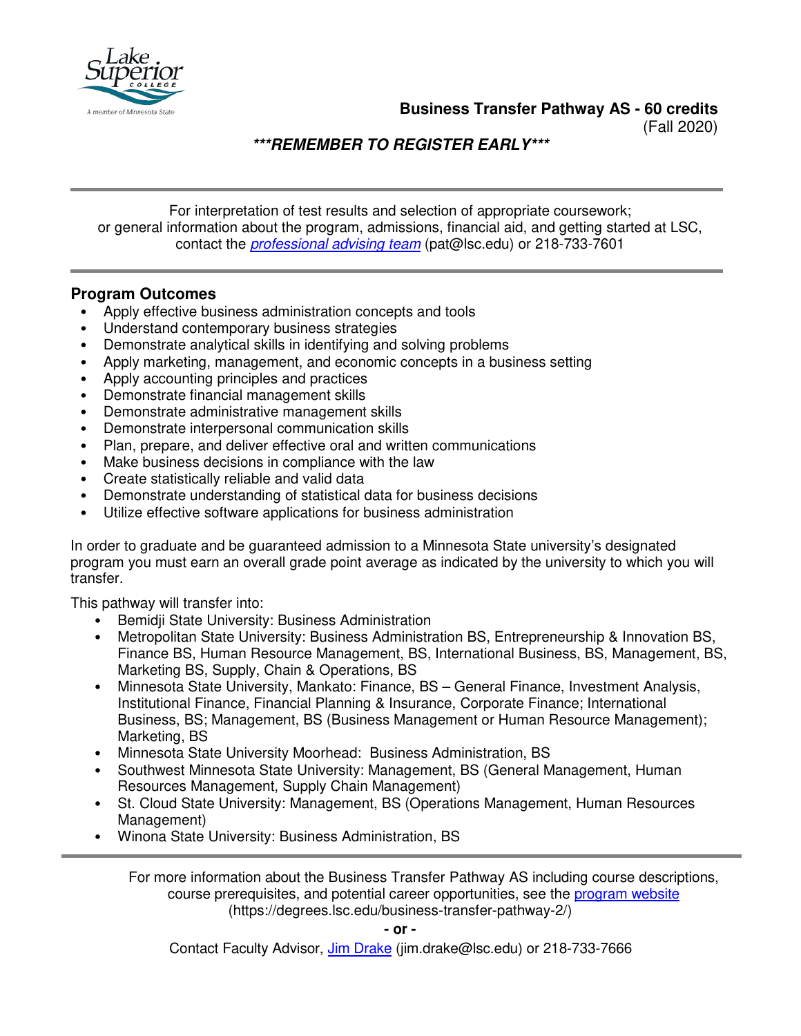**Business Transfer Pathway AS - 60 credits**
(Fall 2020)

***REMEMBER TO REGISTER EARLY***

---

For interpretation of test results and selection of appropriate coursework; or general information about the program, admissions, financial aid, and getting started at LSC, contact the *professional advising team* (pat@lsc.edu) or 218-733-7601

---

## Program Outcomes

- Apply effective business administration concepts and tools
- Understand contemporary business strategies
- Demonstrate analytical skills in identifying and solving problems
- Apply marketing, management, and economic concepts in a business setting
- Apply accounting principles and practices
- Demonstrate financial management skills
- Demonstrate administrative management skills
- Demonstrate interpersonal communication skills
- Plan, prepare, and deliver effective oral and written communications
- Make business decisions in compliance with the law
- Create statistically reliable and valid data
- Demonstrate understanding of statistical data for business decisions
- Utilize effective software applications for business administration

In order to graduate and be guaranteed admission to a Minnesota State university's designated program you must earn an overall grade point average as indicated by the university to which you will transfer.

This pathway will transfer into:

- Bemidji State University: Business Administration
- Metropolitan State University: Business Administration BS, Entrepreneurship & Innovation BS, Finance BS, Human Resource Management, BS, International Business, BS, Management, BS, Marketing BS, Supply, Chain & Operations, BS
- Minnesota State University, Mankato: Finance, BS – General Finance, Investment Analysis, Institutional Finance, Financial Planning & Insurance, Corporate Finance; International Business, BS; Management, BS (Business Management or Human Resource Management); Marketing, BS
- Minnesota State University Moorhead: Business Administration, BS
- Southwest Minnesota State University: Management, BS (General Management, Human Resources Management, Supply Chain Management)
- St. Cloud State University: Management, BS (Operations Management, Human Resources Management)
- Winona State University: Business Administration, BS

---

For more information about the Business Transfer Pathway AS including course descriptions, course prerequisites, and potential career opportunities, see the program website (https://degrees.lsc.edu/business-transfer-pathway-2/)

**- or -**

Contact Faculty Advisor, Jim Drake (jim.drake@lsc.edu) or 218-733-7666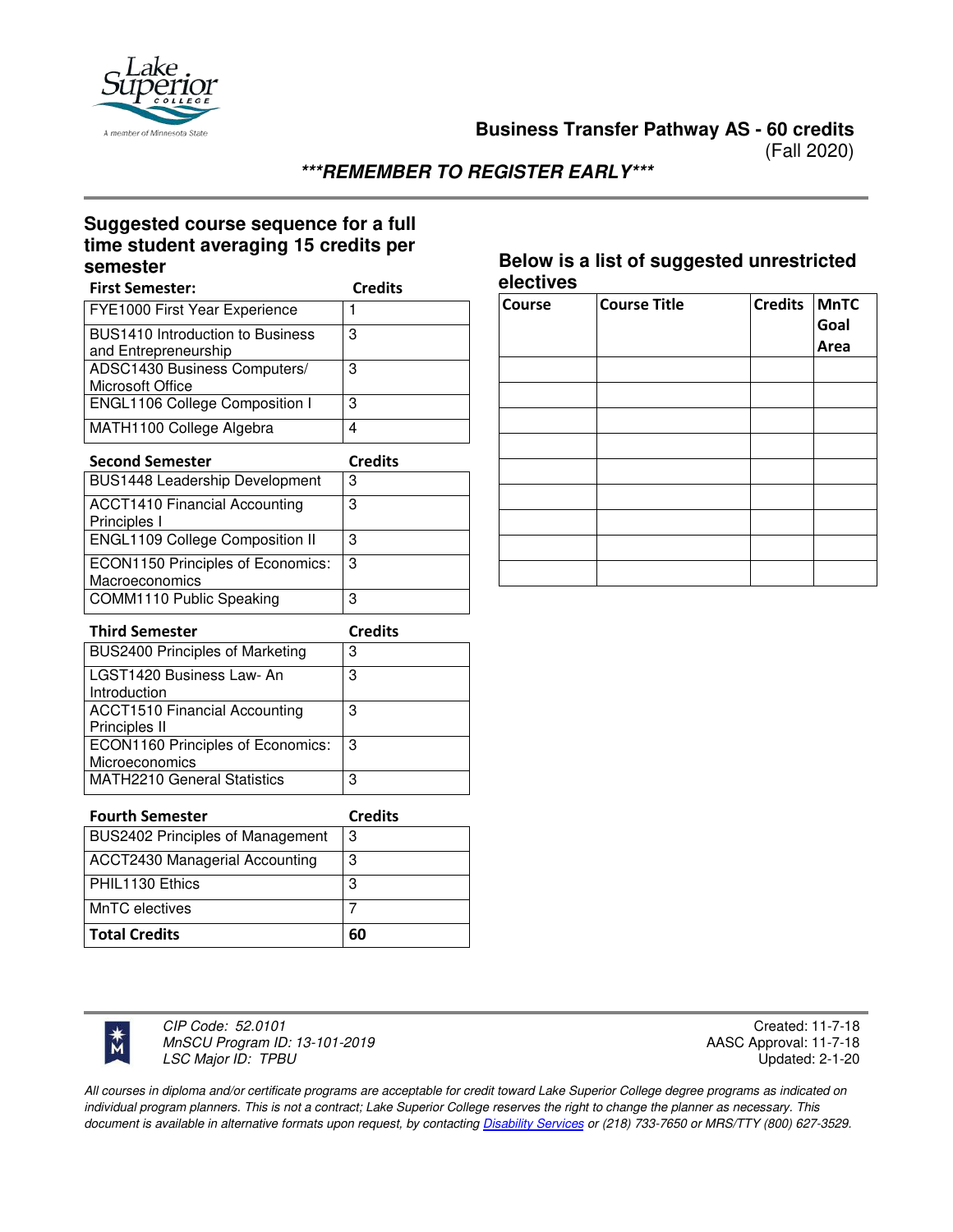## Business Transfer Pathway AS - 60 credits

(Fall 2020)

***REMEMBER TO REGISTER EARLY***

### Suggested course sequence for a full time student averaging 15 credits per semester

| First Semester: | Credits |
|---|---|
| FYE1000 First Year Experience | 1 |
| BUS1410 Introduction to Business and Entrepreneurship | 3 |
| ADSC1430 Business Computers/ Microsoft Office | 3 |
| ENGL1106 College Composition I | 3 |
| MATH1100 College Algebra | 4 |

| Second Semester | Credits |
|---|---|
| BUS1448 Leadership Development | 3 |
| ACCT1410 Financial Accounting Principles I | 3 |
| ENGL1109 College Composition II | 3 |
| ECON1150 Principles of Economics: Macroeconomics | 3 |
| COMM1110 Public Speaking | 3 |

| Third Semester | Credits |
|---|---|
| BUS2400 Principles of Marketing | 3 |
| LGST1420 Business Law- An Introduction | 3 |
| ACCT1510 Financial Accounting Principles II | 3 |
| ECON1160 Principles of Economics: Microeconomics | 3 |
| MATH2210 General Statistics | 3 |

| Fourth Semester | Credits |
|---|---|
| BUS2402 Principles of Management | 3 |
| ACCT2430 Managerial Accounting | 3 |
| PHIL1130 Ethics | 3 |
| MnTC electives | 7 |
| **Total Credits** | **60** |

### Below is a list of suggested unrestricted electives

| Course | Course Title | Credits | MnTC Goal Area |
|---|---|---|---|
| | | | |
| | | | |
| | | | |
| | | | |
| | | | |
| | | | |
| | | | |
| | | | |
| | | | |

*CIP Code: 52.0101*
*MnSCU Program ID: 13-101-2019*
*LSC Major ID: TPBU*

Created: 11-7-18
AASC Approval: 11-7-18
Updated: 2-1-20

*All courses in diploma and/or certificate programs are acceptable for credit toward Lake Superior College degree programs as indicated on individual program planners. This is not a contract; Lake Superior College reserves the right to change the planner as necessary. This document is available in alternative formats upon request, by contacting Disability Services or (218) 733-7650 or MRS/TTY (800) 627-3529.*